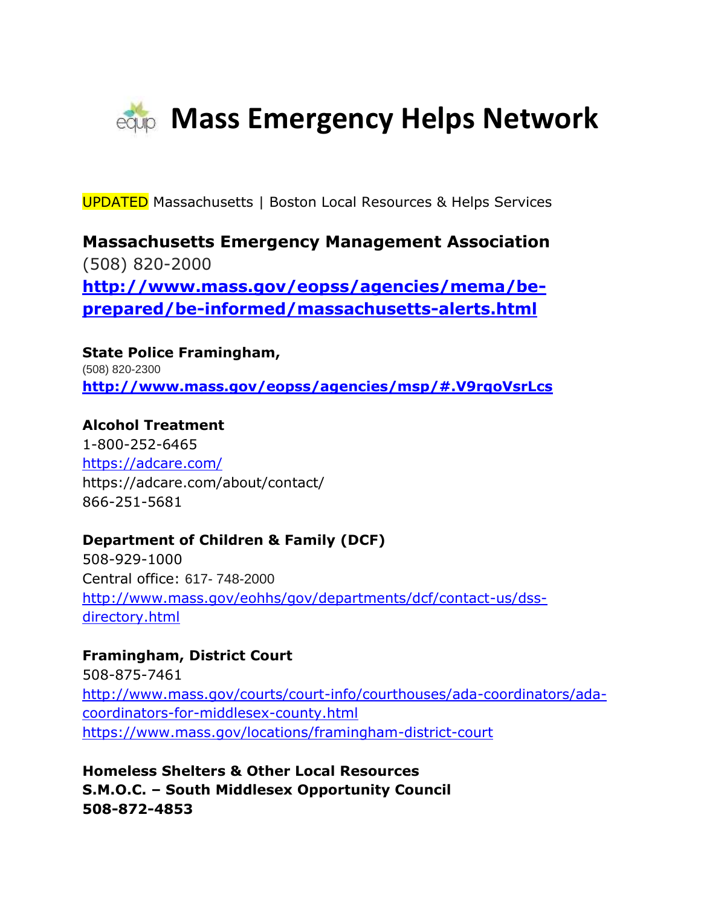# Mass Emergency Helps Network

UPDATED Massachusetts | Boston Local Resources & Helps Services

## Massachusetts Emergency Management Association

(508) 820-2000

**http://www.mass.gov/eopss/agencies/mema/be-prepared/be-informed/massachusetts-alerts.html**

**State Police Framingham,**

(508) 820-2300

**http://www.mass.gov/eopss/agencies/msp/#.V9rqoVsrLcs**

**Alcohol Treatment**

1-800-252-6465

https://adcare.com/

https://adcare.com/about/contact/

866-251-5681

**Department of Children & Family (DCF)**

508-929-1000

Central office: 617- 748-2000

http://www.mass.gov/eohhs/gov/departments/dcf/contact-us/dss-directory.html

**Framingham, District Court**

508-875-7461

http://www.mass.gov/courts/court-info/courthouses/ada-coordinators/ada-coordinators-for-middlesex-county.html

https://www.mass.gov/locations/framingham-district-court

**Homeless Shelters & Other Local Resources**

**S.M.O.C. – South Middlesex Opportunity Council**

**508-872-4853**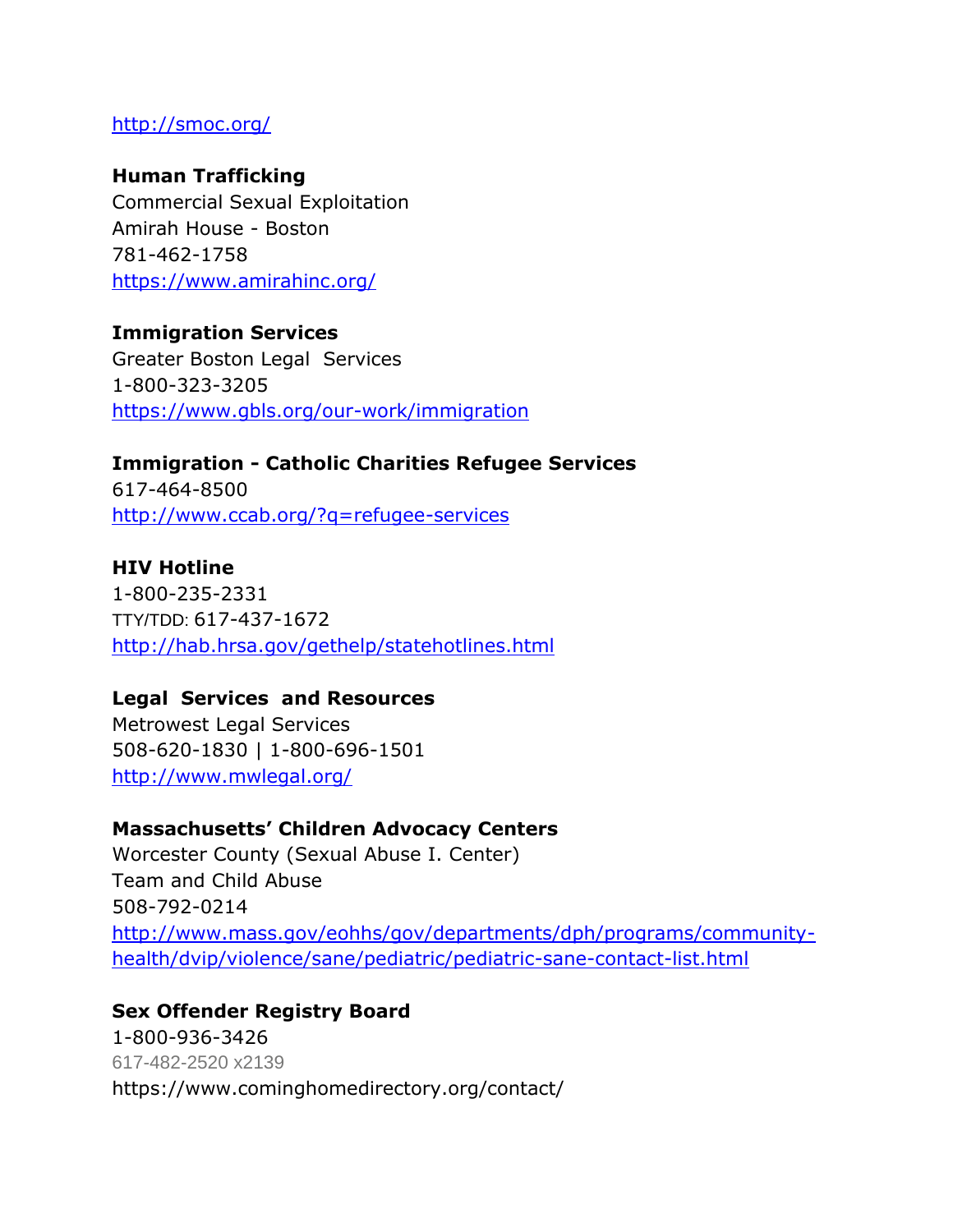http://smoc.org/

**Human Trafficking**
Commercial Sexual Exploitation
Amirah House - Boston
781-462-1758
https://www.amirahinc.org/

**Immigration Services**
Greater Boston Legal Services
1-800-323-3205
https://www.gbls.org/our-work/immigration

**Immigration - Catholic Charities Refugee Services**
617-464-8500
http://www.ccab.org/?q=refugee-services

**HIV Hotline**
1-800-235-2331
TTY/TDD: 617-437-1672
http://hab.hrsa.gov/gethelp/statehotlines.html

**Legal Services and Resources**
Metrowest Legal Services
508-620-1830 | 1-800-696-1501
http://www.mwlegal.org/

**Massachusetts' Children Advocacy Centers**
Worcester County (Sexual Abuse I. Center)
Team and Child Abuse
508-792-0214
http://www.mass.gov/eohhs/gov/departments/dph/programs/community-health/dvip/violence/sane/pediatric/pediatric-sane-contact-list.html

**Sex Offender Registry Board**
1-800-936-3426
617-482-2520 x2139
https://www.cominghomedirectory.org/contact/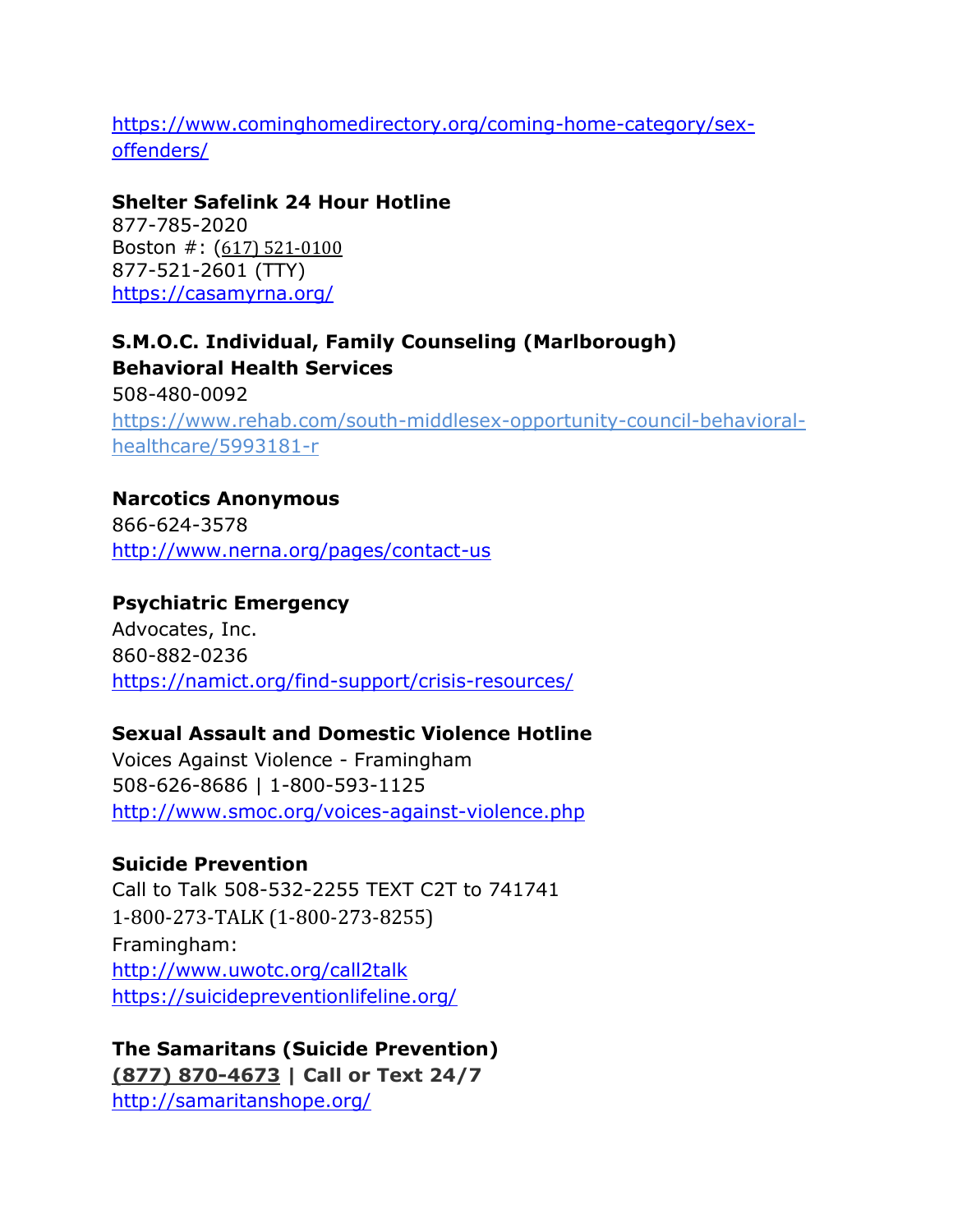https://www.cominghomedirectory.org/coming-home-category/sex-offenders/

**Shelter Safelink 24 Hour Hotline**
877-785-2020
Boston #: (617) 521-0100
877-521-2601 (TTY)
https://casamyrna.org/

**S.M.O.C. Individual, Family Counseling (Marlborough)**
**Behavioral Health Services**
508-480-0092
https://www.rehab.com/south-middlesex-opportunity-council-behavioral-healthcare/5993181-r

**Narcotics Anonymous**
866-624-3578
http://www.nerna.org/pages/contact-us

**Psychiatric Emergency**
Advocates, Inc.
860-882-0236
https://namict.org/find-support/crisis-resources/

**Sexual Assault and Domestic Violence Hotline**
Voices Against Violence - Framingham
508-626-8686 | 1-800-593-1125
http://www.smoc.org/voices-against-violence.php

**Suicide Prevention**
Call to Talk 508-532-2255 TEXT C2T to 741741
1-800-273-TALK (1-800-273-8255)
Framingham:
http://www.uwotc.org/call2talk
https://suicidepreventionlifeline.org/

**The Samaritans (Suicide Prevention)**
**(877) 870-4673 | Call or Text 24/7**
http://samaritanshope.org/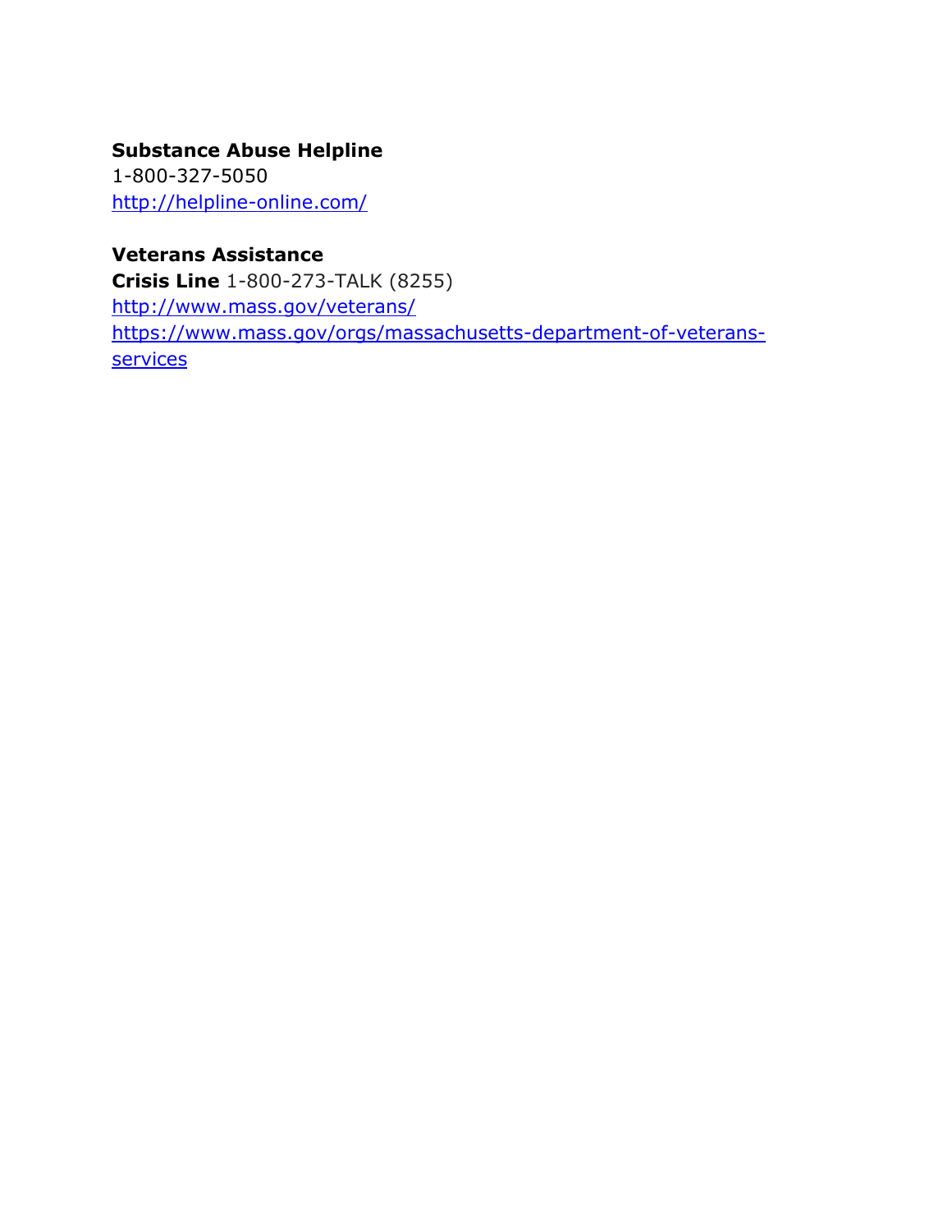**Substance Abuse Helpline**
1-800-327-5050
http://helpline-online.com/

**Veterans Assistance**
**Crisis Line** 1-800-273-TALK (8255)
http://www.mass.gov/veterans/
https://www.mass.gov/orgs/massachusetts-department-of-veterans-services